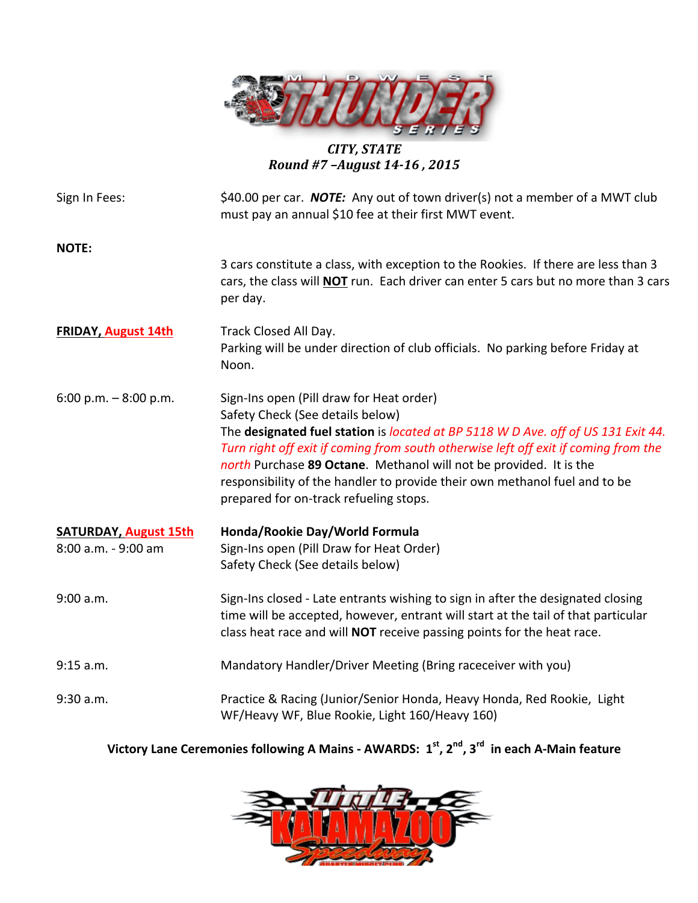*CITY, STATE*
***Round #7 –August 14-16 , 2015***

| | |
|---|---|
| Sign In Fees: | $40.00 per car. ***NOTE:*** Any out of town driver(s) not a member of a MWT club must pay an annual $10 fee at their first MWT event. |
| **NOTE:** | 3 cars constitute a class, with exception to the Rookies. If there are less than 3 cars, the class will **NOT** run. Each driver can enter 5 cars but no more than 3 cars per day. |
| **FRIDAY, August 14th** | Track Closed All Day.<br>Parking will be under direction of club officials. No parking before Friday at Noon. |
| 6:00 p.m. – 8:00 p.m. | Sign-Ins open (Pill draw for Heat order)<br>Safety Check (See details below)<br>The **designated fuel station** is *located at BP 5118 W D Ave. off of US 131 Exit 44. Turn right off exit if coming from south otherwise left off exit if coming from the north* Purchase **89 Octane**. Methanol will not be provided. It is the responsibility of the handler to provide their own methanol fuel and to be prepared for on-track refueling stops. |
| **SATURDAY, August 15th**<br>8:00 a.m. - 9:00 am | **Honda/Rookie Day/World Formula**<br>Sign-Ins open (Pill Draw for Heat Order)<br>Safety Check (See details below) |
| 9:00 a.m. | Sign-Ins closed - Late entrants wishing to sign in after the designated closing time will be accepted, however, entrant will start at the tail of that particular class heat race and will **NOT** receive passing points for the heat race. |
| 9:15 a.m. | Mandatory Handler/Driver Meeting (Bring raceceiver with you) |
| 9:30 a.m. | Practice & Racing (Junior/Senior Honda, Heavy Honda, Red Rookie, Light WF/Heavy WF, Blue Rookie, Light 160/Heavy 160) |

**Victory Lane Ceremonies following A Mains - AWARDS: 1st, 2nd, 3rd in each A-Main feature**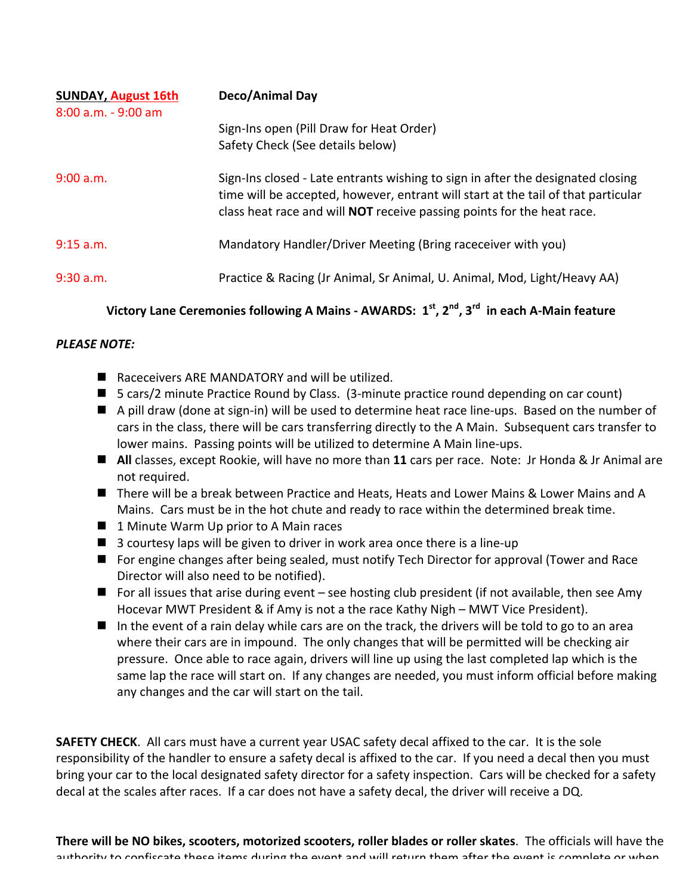| **SUNDAY, August 16th** | **Deco/Animal Day** |
|---|---|
| 8:00 a.m. - 9:00 am | Sign-Ins open (Pill Draw for Heat Order)<br>Safety Check (See details below) |
| 9:00 a.m. | Sign-Ins closed - Late entrants wishing to sign in after the designated closing time will be accepted, however, entrant will start at the tail of that particular class heat race and will **NOT** receive passing points for the heat race. |
| 9:15 a.m. | Mandatory Handler/Driver Meeting (Bring raceceiver with you) |
| 9:30 a.m. | Practice & Racing (Jr Animal, Sr Animal, U. Animal, Mod, Light/Heavy AA) |

**Victory Lane Ceremonies following A Mains - AWARDS: 1st, 2nd, 3rd in each A-Main feature**

*PLEASE NOTE:*

- Raceceivers ARE MANDATORY and will be utilized.
- 5 cars/2 minute Practice Round by Class. (3-minute practice round depending on car count)
- A pill draw (done at sign-in) will be used to determine heat race line-ups. Based on the number of cars in the class, there will be cars transferring directly to the A Main. Subsequent cars transfer to lower mains. Passing points will be utilized to determine A Main line-ups.
- **All** classes, except Rookie, will have no more than **11** cars per race. Note: Jr Honda & Jr Animal are not required.
- There will be a break between Practice and Heats, Heats and Lower Mains & Lower Mains and A Mains. Cars must be in the hot chute and ready to race within the determined break time.
- 1 Minute Warm Up prior to A Main races
- 3 courtesy laps will be given to driver in work area once there is a line-up
- For engine changes after being sealed, must notify Tech Director for approval (Tower and Race Director will also need to be notified).
- For all issues that arise during event – see hosting club president (if not available, then see Amy Hocevar MWT President & if Amy is not a the race Kathy Nigh – MWT Vice President).
- In the event of a rain delay while cars are on the track, the drivers will be told to go to an area where their cars are in impound. The only changes that will be permitted will be checking air pressure. Once able to race again, drivers will line up using the last completed lap which is the same lap the race will start on. If any changes are needed, you must inform official before making any changes and the car will start on the tail.

**SAFETY CHECK**. All cars must have a current year USAC safety decal affixed to the car. It is the sole responsibility of the handler to ensure a safety decal is affixed to the car. If you need a decal then you must bring your car to the local designated safety director for a safety inspection. Cars will be checked for a safety decal at the scales after races. If a car does not have a safety decal, the driver will receive a DQ.

**There will be NO bikes, scooters, motorized scooters, roller blades or roller skates**. The officials will have the authority to confiscate these items during the event and will return them after the event is complete or when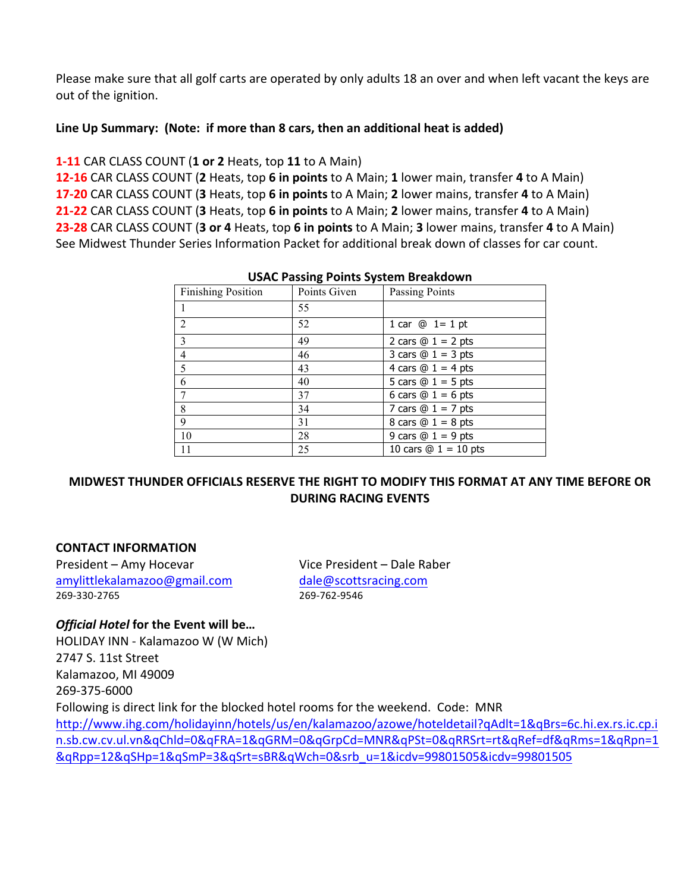Please make sure that all golf carts are operated by only adults 18 an over and when left vacant the keys are out of the ignition.

**Line Up Summary: (Note: if more than 8 cars, then an additional heat is added)**

**1-11** CAR CLASS COUNT (**1 or 2** Heats, top **11** to A Main)
**12-16** CAR CLASS COUNT (**2** Heats, top **6 in points** to A Main; **1** lower main, transfer **4** to A Main)
**17-20** CAR CLASS COUNT (**3** Heats, top **6 in points** to A Main; **2** lower mains, transfer **4** to A Main)
**21-22** CAR CLASS COUNT (**3** Heats, top **6 in points** to A Main; **2** lower mains, transfer **4** to A Main)
**23-28** CAR CLASS COUNT (**3 or 4** Heats, top **6 in points** to A Main; **3** lower mains, transfer **4** to A Main)
See Midwest Thunder Series Information Packet for additional break down of classes for car count.

**USAC Passing Points System Breakdown**

| Finishing Position | Points Given | Passing Points |
|---|---|---|
| 1 | 55 | |
| 2 | 52 | 1 car @ 1= 1 pt |
| 3 | 49 | 2 cars @ 1 = 2 pts |
| 4 | 46 | 3 cars @ 1 = 3 pts |
| 5 | 43 | 4 cars @ 1 = 4 pts |
| 6 | 40 | 5 cars @ 1 = 5 pts |
| 7 | 37 | 6 cars @ 1 = 6 pts |
| 8 | 34 | 7 cars @ 1 = 7 pts |
| 9 | 31 | 8 cars @ 1 = 8 pts |
| 10 | 28 | 9 cars @ 1 = 9 pts |
| 11 | 25 | 10 cars @ 1 = 10 pts |

**MIDWEST THUNDER OFFICIALS RESERVE THE RIGHT TO MODIFY THIS FORMAT AT ANY TIME BEFORE OR DURING RACING EVENTS**

**CONTACT INFORMATION**

President – Amy Hocevar
amylittlekalamazoo@gmail.com
269-330-2765

Vice President – Dale Raber
dale@scottsracing.com
269-762-9546

***Official Hotel*** **for the Event will be…**
HOLIDAY INN - Kalamazoo W (W Mich)
2747 S. 11st Street
Kalamazoo, MI 49009
269-375-6000
Following is direct link for the blocked hotel rooms for the weekend. Code: MNR
http://www.ihg.com/holidayinn/hotels/us/en/kalamazoo/azowe/hoteldetail?qAdlt=1&qBrs=6c.hi.ex.rs.ic.cp.in.sb.cw.cv.ul.vn&qChld=0&qFRA=1&qGRM=0&qGrpCd=MNR&qPSt=0&qRRSrt=rt&qRef=df&qRms=1&qRpn=1&qRpp=12&qSHp=1&qSmP=3&qSrt=sBR&qWch=0&srb_u=1&icdv=99801505&icdv=99801505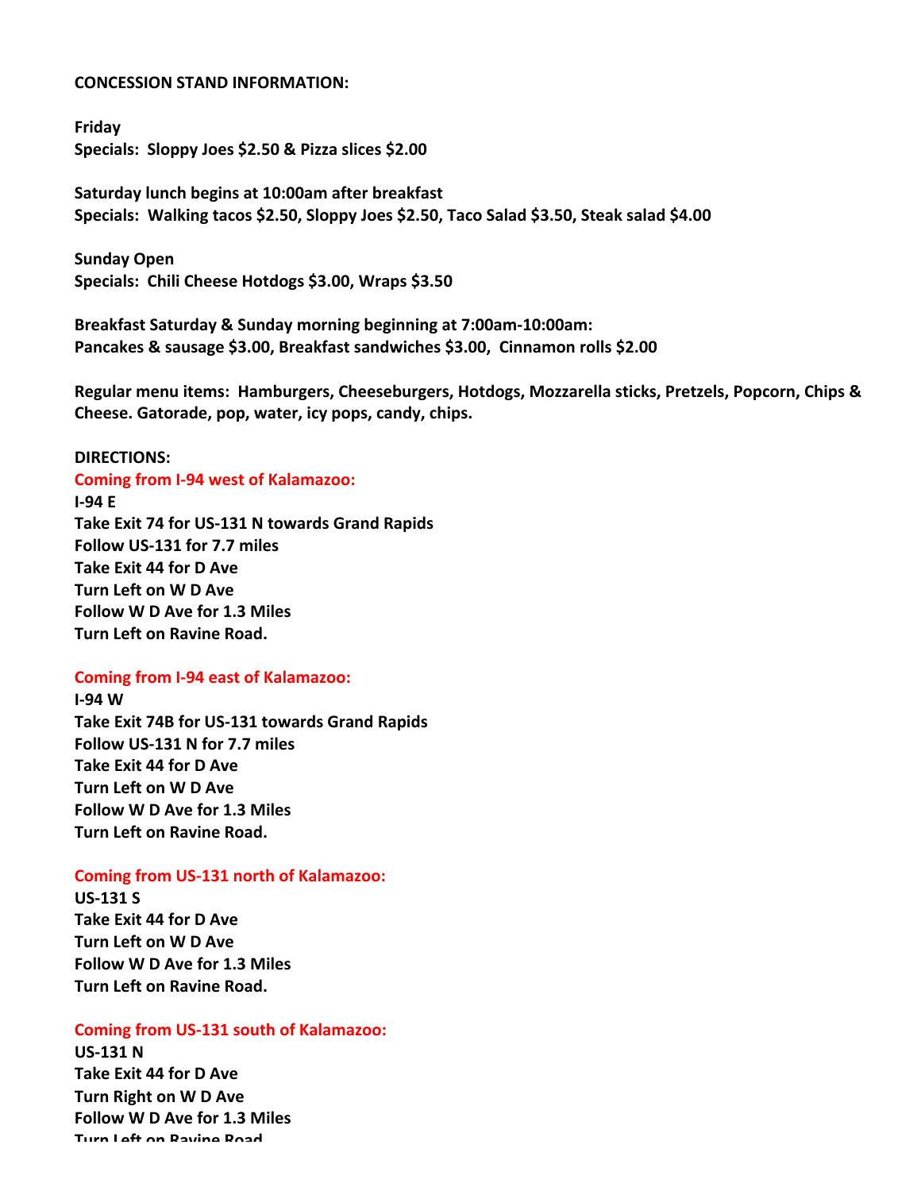**CONCESSION STAND INFORMATION:**

**Friday**
**Specials: Sloppy Joes $2.50 & Pizza slices $2.00**

**Saturday lunch begins at 10:00am after breakfast**
**Specials: Walking tacos $2.50, Sloppy Joes $2.50, Taco Salad $3.50, Steak salad $4.00**

**Sunday Open**
**Specials: Chili Cheese Hotdogs $3.00, Wraps $3.50**

**Breakfast Saturday & Sunday morning beginning at 7:00am-10:00am:**
**Pancakes & sausage $3.00, Breakfast sandwiches $3.00, Cinnamon rolls $2.00**

**Regular menu items: Hamburgers, Cheeseburgers, Hotdogs, Mozzarella sticks, Pretzels, Popcorn, Chips & Cheese. Gatorade, pop, water, icy pops, candy, chips.**

**DIRECTIONS:**

**Coming from I-94 west of Kalamazoo:**
**I-94 E**
**Take Exit 74 for US-131 N towards Grand Rapids**
**Follow US-131 for 7.7 miles**
**Take Exit 44 for D Ave**
**Turn Left on W D Ave**
**Follow W D Ave for 1.3 Miles**
**Turn Left on Ravine Road.**

**Coming from I-94 east of Kalamazoo:**
**I-94 W**
**Take Exit 74B for US-131 towards Grand Rapids**
**Follow US-131 N for 7.7 miles**
**Take Exit 44 for D Ave**
**Turn Left on W D Ave**
**Follow W D Ave for 1.3 Miles**
**Turn Left on Ravine Road.**

**Coming from US-131 north of Kalamazoo:**
**US-131 S**
**Take Exit 44 for D Ave**
**Turn Left on W D Ave**
**Follow W D Ave for 1.3 Miles**
**Turn Left on Ravine Road.**

**Coming from US-131 south of Kalamazoo:**
**US-131 N**
**Take Exit 44 for D Ave**
**Turn Right on W D Ave**
**Follow W D Ave for 1.3 Miles**
**Turn Left on Ravine Road**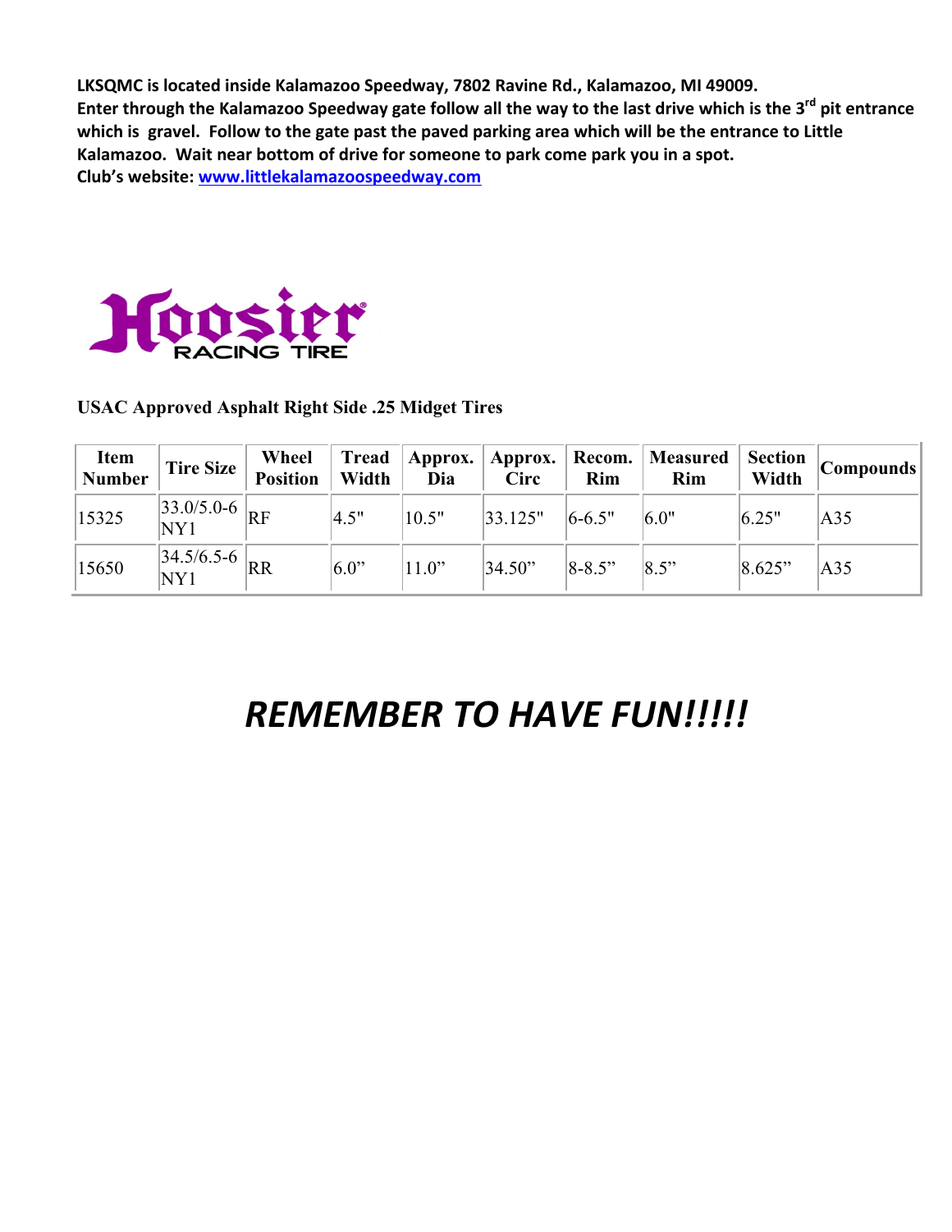**LKSQMC is located inside Kalamazoo Speedway, 7802 Ravine Rd., Kalamazoo, MI 49009.**
**Enter through the Kalamazoo Speedway gate follow all the way to the last drive which is the 3rd pit entrance which is gravel. Follow to the gate past the paved parking area which will be the entrance to Little Kalamazoo. Wait near bottom of drive for someone to park come park you in a spot.**
**Club's website: [www.littlekalamazoospeedway.com](http://www.littlekalamazoospeedway.com)**

Hoosier RACING TIRE

**USAC Approved Asphalt Right Side .25 Midget Tires**

| Item Number | Tire Size | Wheel Position | Tread Width | Approx. Dia | Approx. Circ | Recom. Rim | Measured Rim | Section Width | Compounds |
|---|---|---|---|---|---|---|---|---|---|
| 15325 | 33.0/5.0-6 NY1 | RF | 4.5" | 10.5" | 33.125" | 6-6.5" | 6.0" | 6.25" | A35 |
| 15650 | 34.5/6.5-6 NY1 | RR | 6.0" | 11.0" | 34.50" | 8-8.5" | 8.5" | 8.625" | A35 |

***REMEMBER TO HAVE FUN!!!!!***